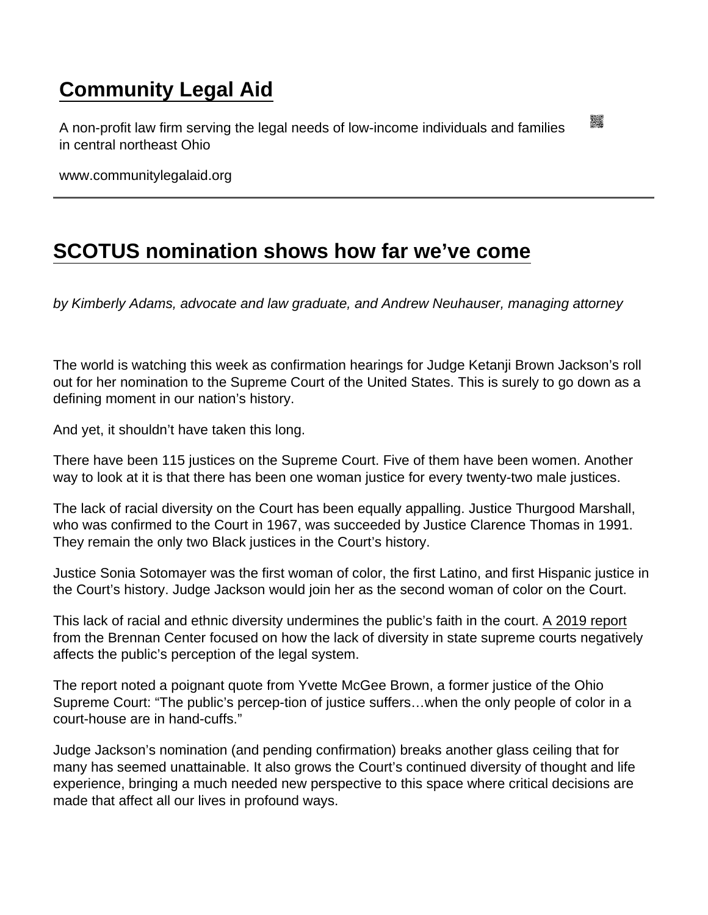# Community Legal Aid

A non-profit law firm serving the legal needs of low-income individuals and families in central northeast Ohio

www.communitylegalaid.org

## SCOTUS nomination shows how far we've come

*by Kimberly Adams, advocate and law graduate, and Andrew Neuhauser, managing attorney*

The world is watching this week as confirmation hearings for Judge Ketanji Brown Jackson's roll out for her nomination to the Supreme Court of the United States. This is surely to go down as a defining moment in our nation's history.

And yet, it shouldn't have taken this long.

There have been 115 justices on the Supreme Court. Five of them have been women. Another way to look at it is that there has been one woman justice for every twenty-two male justices.

The lack of racial diversity on the Court has been equally appalling. Justice Thurgood Marshall, who was confirmed to the Court in 1967, was succeeded by Justice Clarence Thomas in 1991. They remain the only two Black justices in the Court's history.

Justice Sonia Sotomayer was the first woman of color, the first Latino, and first Hispanic justice in the Court's history. Judge Jackson would join her as the second woman of color on the Court.

This lack of racial and ethnic diversity undermines the public's faith in the court. A 2019 report from the Brennan Center focused on how the lack of diversity in state supreme courts negatively affects the public's perception of the legal system.

The report noted a poignant quote from Yvette McGee Brown, a former justice of the Ohio Supreme Court: "The public's percep-tion of justice suffers…when the only people of color in a court-house are in hand-cuffs."

Judge Jackson's nomination (and pending confirmation) breaks another glass ceiling that for many has seemed unattainable. It also grows the Court's continued diversity of thought and life experience, bringing a much needed new perspective to this space where critical decisions are made that affect all our lives in profound ways.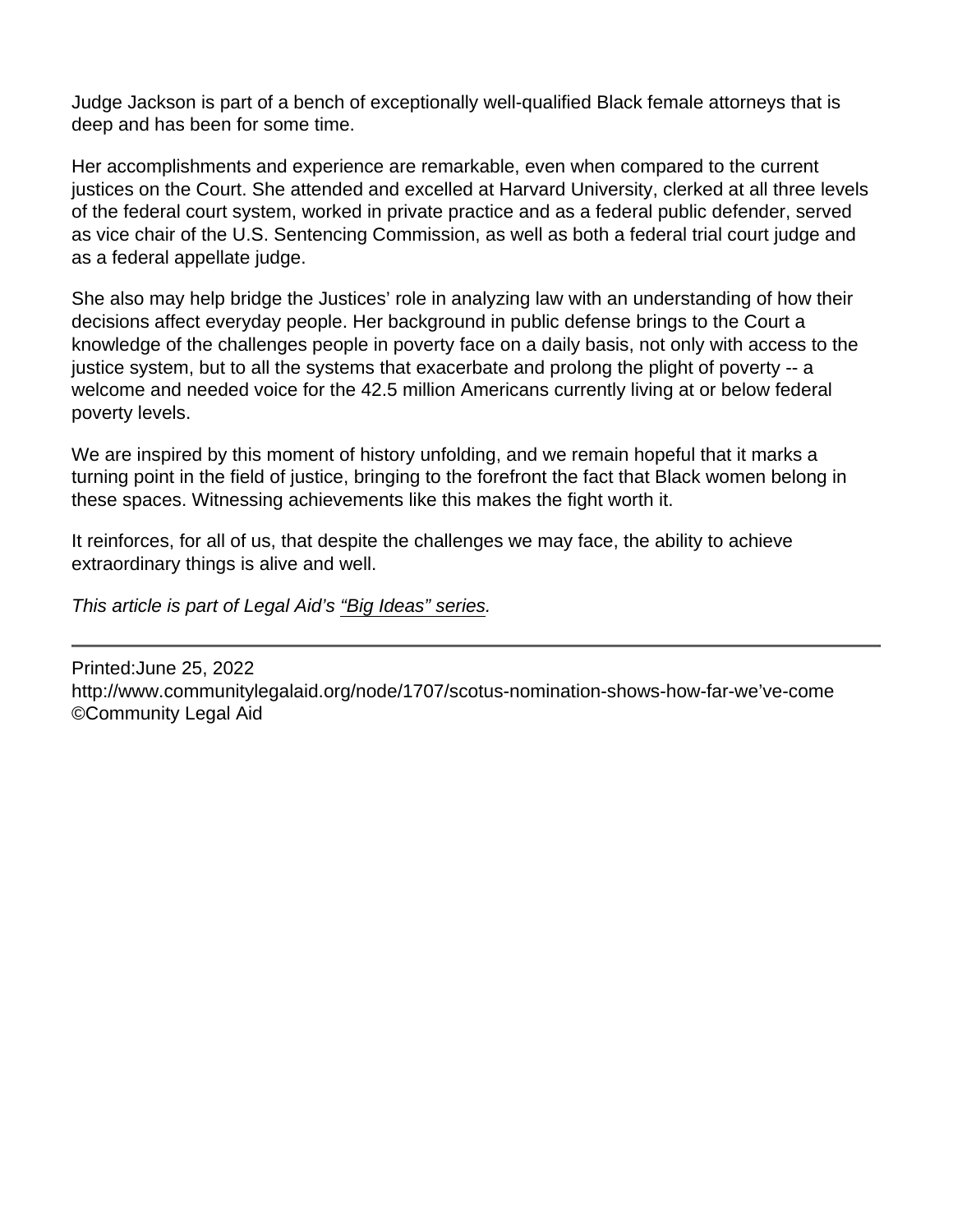Judge Jackson is part of a bench of exceptionally well-qualified Black female attorneys that is deep and has been for some time.

Her accomplishments and experience are remarkable, even when compared to the current justices on the Court. She attended and excelled at Harvard University, clerked at all three levels of the federal court system, worked in private practice and as a federal public defender, served as vice chair of the U.S. Sentencing Commission, as well as both a federal trial court judge and as a federal appellate judge.

She also may help bridge the Justices' role in analyzing law with an understanding of how their decisions affect everyday people. Her background in public defense brings to the Court a knowledge of the challenges people in poverty face on a daily basis, not only with access to the justice system, but to all the systems that exacerbate and prolong the plight of poverty -- a welcome and needed voice for the 42.5 million Americans currently living at or below federal poverty levels.

We are inspired by this moment of history unfolding, and we remain hopeful that it marks a turning point in the field of justice, bringing to the forefront the fact that Black women belong in these spaces. Witnessing achievements like this makes the fight worth it.

It reinforces, for all of us, that despite the challenges we may face, the ability to achieve extraordinary things is alive and well.

*This article is part of Legal Aid's "Big Ideas" series.*

---

Printed:June 25, 2022
http://www.communitylegalaid.org/node/1707/scotus-nomination-shows-how-far-we've-come
©Community Legal Aid